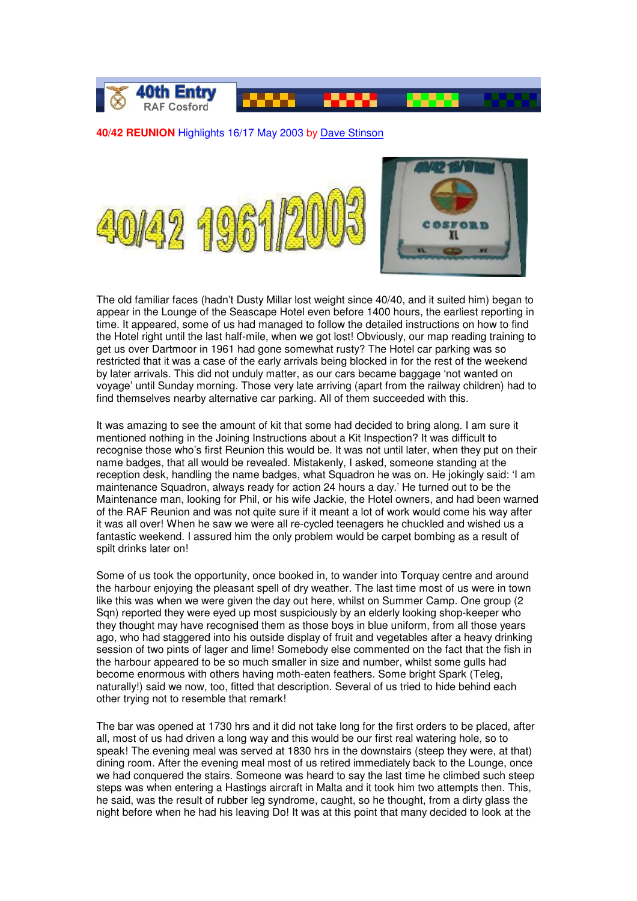40th Entry
RAF Cosford

**40/42 REUNION** Highlights 16/17 May 2003 by Dave Stinson

40/42 1961/2003

The old familiar faces (hadn't Dusty Millar lost weight since 40/40, and it suited him) began to appear in the Lounge of the Seascape Hotel even before 1400 hours, the earliest reporting in time. It appeared, some of us had managed to follow the detailed instructions on how to find the Hotel right until the last half-mile, when we got lost! Obviously, our map reading training to get us over Dartmoor in 1961 had gone somewhat rusty? The Hotel car parking was so restricted that it was a case of the early arrivals being blocked in for the rest of the weekend by later arrivals. This did not unduly matter, as our cars became baggage 'not wanted on voyage' until Sunday morning. Those very late arriving (apart from the railway children) had to find themselves nearby alternative car parking. All of them succeeded with this.

It was amazing to see the amount of kit that some had decided to bring along. I am sure it mentioned nothing in the Joining Instructions about a Kit Inspection? It was difficult to recognise those who's first Reunion this would be. It was not until later, when they put on their name badges, that all would be revealed. Mistakenly, I asked, someone standing at the reception desk, handling the name badges, what Squadron he was on. He jokingly said: 'I am maintenance Squadron, always ready for action 24 hours a day.' He turned out to be the Maintenance man, looking for Phil, or his wife Jackie, the Hotel owners, and had been warned of the RAF Reunion and was not quite sure if it meant a lot of work would come his way after it was all over! When he saw we were all re-cycled teenagers he chuckled and wished us a fantastic weekend. I assured him the only problem would be carpet bombing as a result of spilt drinks later on!

Some of us took the opportunity, once booked in, to wander into Torquay centre and around the harbour enjoying the pleasant spell of dry weather. The last time most of us were in town like this was when we were given the day out here, whilst on Summer Camp. One group (2 Sqn) reported they were eyed up most suspiciously by an elderly looking shop-keeper who they thought may have recognised them as those boys in blue uniform, from all those years ago, who had staggered into his outside display of fruit and vegetables after a heavy drinking session of two pints of lager and lime! Somebody else commented on the fact that the fish in the harbour appeared to be so much smaller in size and number, whilst some gulls had become enormous with others having moth-eaten feathers. Some bright Spark (Teleg, naturally!) said we now, too, fitted that description. Several of us tried to hide behind each other trying not to resemble that remark!

The bar was opened at 1730 hrs and it did not take long for the first orders to be placed, after all, most of us had driven a long way and this would be our first real watering hole, so to speak! The evening meal was served at 1830 hrs in the downstairs (steep they were, at that) dining room. After the evening meal most of us retired immediately back to the Lounge, once we had conquered the stairs. Someone was heard to say the last time he climbed such steep steps was when entering a Hastings aircraft in Malta and it took him two attempts then. This, he said, was the result of rubber leg syndrome, caught, so he thought, from a dirty glass the night before when he had his leaving Do! It was at this point that many decided to look at the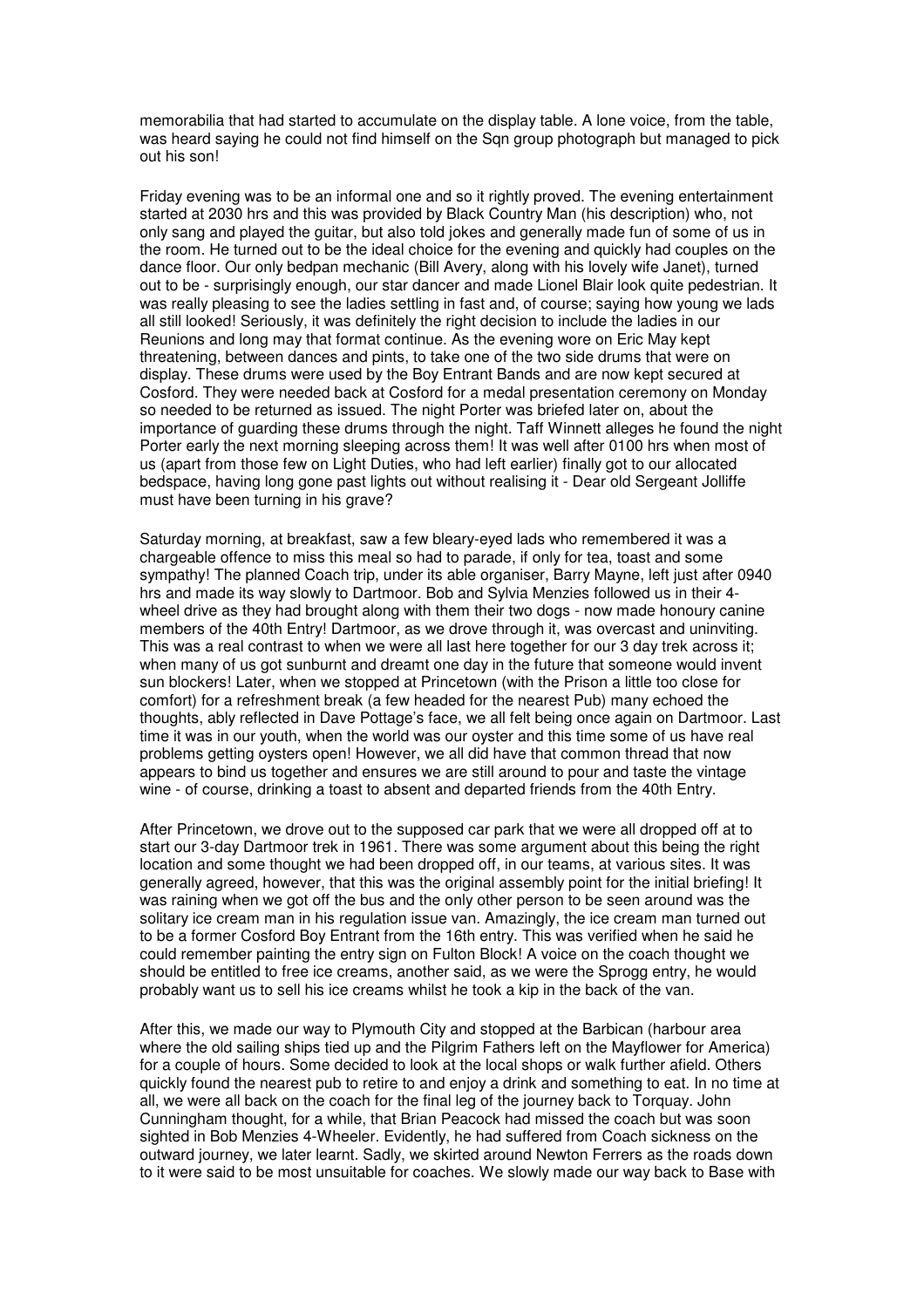memorabilia that had started to accumulate on the display table. A lone voice, from the table, was heard saying he could not find himself on the Sqn group photograph but managed to pick out his son!

Friday evening was to be an informal one and so it rightly proved. The evening entertainment started at 2030 hrs and this was provided by Black Country Man (his description) who, not only sang and played the guitar, but also told jokes and generally made fun of some of us in the room. He turned out to be the ideal choice for the evening and quickly had couples on the dance floor. Our only bedpan mechanic (Bill Avery, along with his lovely wife Janet), turned out to be - surprisingly enough, our star dancer and made Lionel Blair look quite pedestrian. It was really pleasing to see the ladies settling in fast and, of course; saying how young we lads all still looked! Seriously, it was definitely the right decision to include the ladies in our Reunions and long may that format continue. As the evening wore on Eric May kept threatening, between dances and pints, to take one of the two side drums that were on display. These drums were used by the Boy Entrant Bands and are now kept secured at Cosford. They were needed back at Cosford for a medal presentation ceremony on Monday so needed to be returned as issued. The night Porter was briefed later on, about the importance of guarding these drums through the night. Taff Winnett alleges he found the night Porter early the next morning sleeping across them! It was well after 0100 hrs when most of us (apart from those few on Light Duties, who had left earlier) finally got to our allocated bedspace, having long gone past lights out without realising it - Dear old Sergeant Jolliffe must have been turning in his grave?

Saturday morning, at breakfast, saw a few bleary-eyed lads who remembered it was a chargeable offence to miss this meal so had to parade, if only for tea, toast and some sympathy! The planned Coach trip, under its able organiser, Barry Mayne, left just after 0940 hrs and made its way slowly to Dartmoor. Bob and Sylvia Menzies followed us in their 4-wheel drive as they had brought along with them their two dogs - now made honoury canine members of the 40th Entry! Dartmoor, as we drove through it, was overcast and uninviting. This was a real contrast to when we were all last here together for our 3 day trek across it; when many of us got sunburnt and dreamt one day in the future that someone would invent sun blockers! Later, when we stopped at Princetown (with the Prison a little too close for comfort) for a refreshment break (a few headed for the nearest Pub) many echoed the thoughts, ably reflected in Dave Pottage's face, we all felt being once again on Dartmoor. Last time it was in our youth, when the world was our oyster and this time some of us have real problems getting oysters open! However, we all did have that common thread that now appears to bind us together and ensures we are still around to pour and taste the vintage wine - of course, drinking a toast to absent and departed friends from the 40th Entry.

After Princetown, we drove out to the supposed car park that we were all dropped off at to start our 3-day Dartmoor trek in 1961. There was some argument about this being the right location and some thought we had been dropped off, in our teams, at various sites. It was generally agreed, however, that this was the original assembly point for the initial briefing! It was raining when we got off the bus and the only other person to be seen around was the solitary ice cream man in his regulation issue van. Amazingly, the ice cream man turned out to be a former Cosford Boy Entrant from the 16th entry. This was verified when he said he could remember painting the entry sign on Fulton Block! A voice on the coach thought we should be entitled to free ice creams, another said, as we were the Sprogg entry, he would probably want us to sell his ice creams whilst he took a kip in the back of the van.

After this, we made our way to Plymouth City and stopped at the Barbican (harbour area where the old sailing ships tied up and the Pilgrim Fathers left on the Mayflower for America) for a couple of hours. Some decided to look at the local shops or walk further afield. Others quickly found the nearest pub to retire to and enjoy a drink and something to eat. In no time at all, we were all back on the coach for the final leg of the journey back to Torquay. John Cunningham thought, for a while, that Brian Peacock had missed the coach but was soon sighted in Bob Menzies 4-Wheeler. Evidently, he had suffered from Coach sickness on the outward journey, we later learnt. Sadly, we skirted around Newton Ferrers as the roads down to it were said to be most unsuitable for coaches. We slowly made our way back to Base with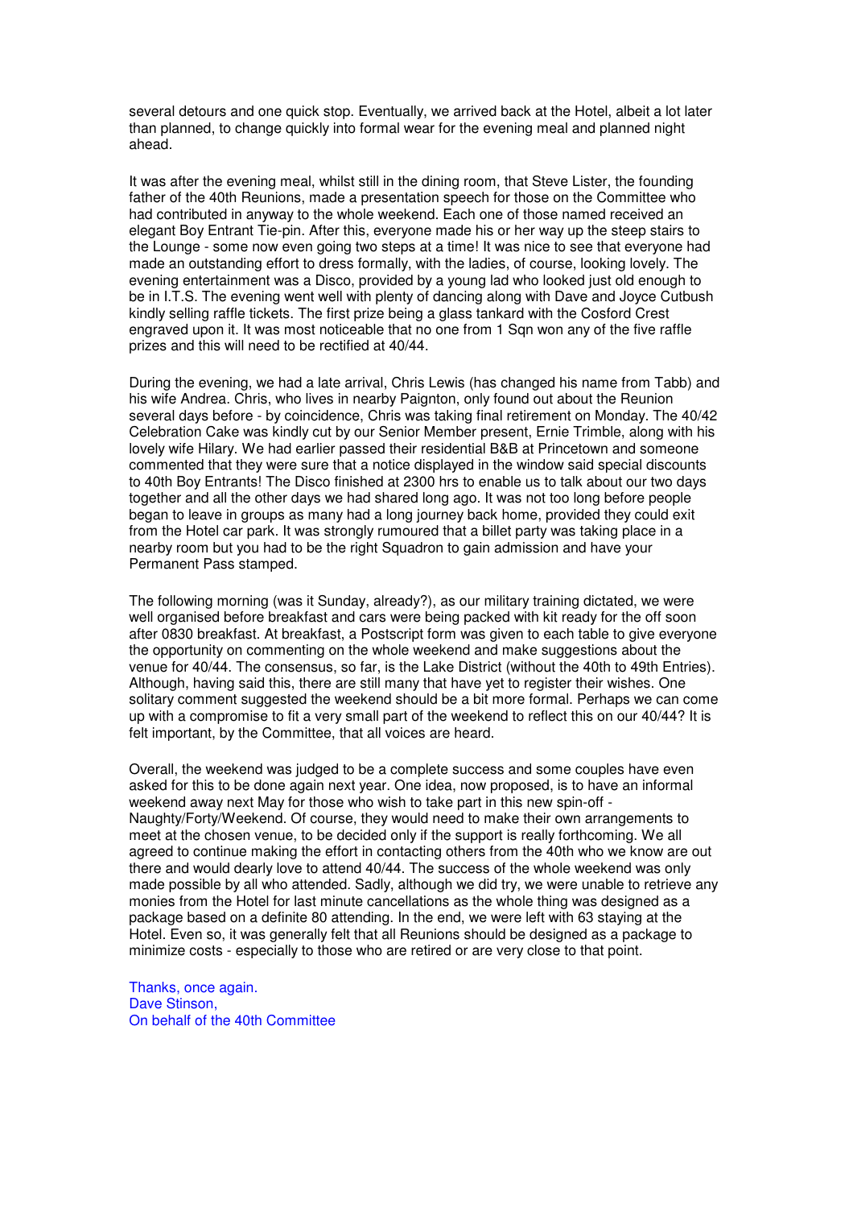several detours and one quick stop. Eventually, we arrived back at the Hotel, albeit a lot later than planned, to change quickly into formal wear for the evening meal and planned night ahead.

It was after the evening meal, whilst still in the dining room, that Steve Lister, the founding father of the 40th Reunions, made a presentation speech for those on the Committee who had contributed in anyway to the whole weekend. Each one of those named received an elegant Boy Entrant Tie-pin. After this, everyone made his or her way up the steep stairs to the Lounge - some now even going two steps at a time! It was nice to see that everyone had made an outstanding effort to dress formally, with the ladies, of course, looking lovely. The evening entertainment was a Disco, provided by a young lad who looked just old enough to be in I.T.S. The evening went well with plenty of dancing along with Dave and Joyce Cutbush kindly selling raffle tickets. The first prize being a glass tankard with the Cosford Crest engraved upon it. It was most noticeable that no one from 1 Sqn won any of the five raffle prizes and this will need to be rectified at 40/44.

During the evening, we had a late arrival, Chris Lewis (has changed his name from Tabb) and his wife Andrea. Chris, who lives in nearby Paignton, only found out about the Reunion several days before - by coincidence, Chris was taking final retirement on Monday. The 40/42 Celebration Cake was kindly cut by our Senior Member present, Ernie Trimble, along with his lovely wife Hilary. We had earlier passed their residential B&B at Princetown and someone commented that they were sure that a notice displayed in the window said special discounts to 40th Boy Entrants! The Disco finished at 2300 hrs to enable us to talk about our two days together and all the other days we had shared long ago. It was not too long before people began to leave in groups as many had a long journey back home, provided they could exit from the Hotel car park. It was strongly rumoured that a billet party was taking place in a nearby room but you had to be the right Squadron to gain admission and have your Permanent Pass stamped.

The following morning (was it Sunday, already?), as our military training dictated, we were well organised before breakfast and cars were being packed with kit ready for the off soon after 0830 breakfast. At breakfast, a Postscript form was given to each table to give everyone the opportunity on commenting on the whole weekend and make suggestions about the venue for 40/44. The consensus, so far, is the Lake District (without the 40th to 49th Entries). Although, having said this, there are still many that have yet to register their wishes. One solitary comment suggested the weekend should be a bit more formal. Perhaps we can come up with a compromise to fit a very small part of the weekend to reflect this on our 40/44? It is felt important, by the Committee, that all voices are heard.

Overall, the weekend was judged to be a complete success and some couples have even asked for this to be done again next year. One idea, now proposed, is to have an informal weekend away next May for those who wish to take part in this new spin-off - Naughty/Forty/Weekend. Of course, they would need to make their own arrangements to meet at the chosen venue, to be decided only if the support is really forthcoming. We all agreed to continue making the effort in contacting others from the 40th who we know are out there and would dearly love to attend 40/44. The success of the whole weekend was only made possible by all who attended. Sadly, although we did try, we were unable to retrieve any monies from the Hotel for last minute cancellations as the whole thing was designed as a package based on a definite 80 attending. In the end, we were left with 63 staying at the Hotel. Even so, it was generally felt that all Reunions should be designed as a package to minimize costs - especially to those who are retired or are very close to that point.

Thanks, once again.
Dave Stinson,
On behalf of the 40th Committee